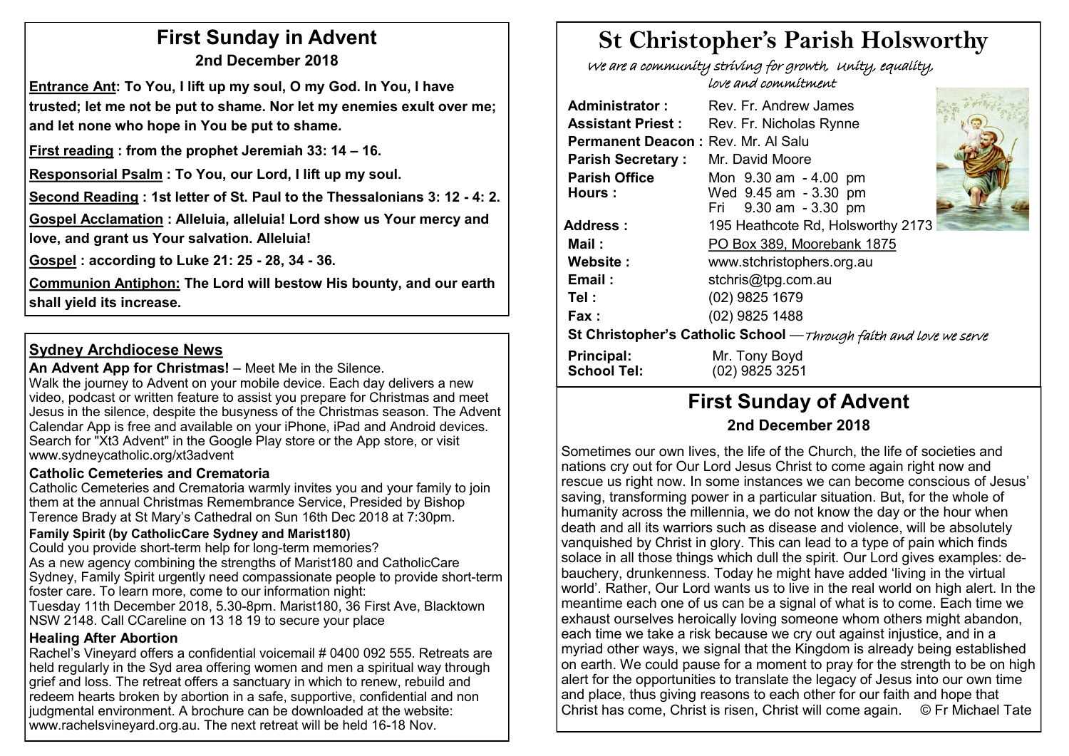# First Sunday in Advent

**2nd December 2018**

**Entrance Ant: To You, I lift up my soul, O my God. In You, I have trusted; let me not be put to shame. Nor let my enemies exult over me; and let none who hope in You be put to shame.**

**First reading : from the prophet Jeremiah 33: 14 – 16.**

**Responsorial Psalm : To You, our Lord, I lift up my soul.**

**Second Reading : 1st letter of St. Paul to the Thessalonians 3: 12 - 4: 2.**

**Gospel Acclamation : Alleluia, alleluia! Lord show us Your mercy and love, and grant us Your salvation. Alleluia!**

**Gospel : according to Luke 21: 25 - 28, 34 - 36.**

**Communion Antiphon: The Lord will bestow His bounty, and our earth shall yield its increase.**

## Sydney Archdiocese News

**An Advent App for Christmas!** – Meet Me in the Silence.
Walk the journey to Advent on your mobile device. Each day delivers a new video, podcast or written feature to assist you prepare for Christmas and meet Jesus in the silence, despite the busyness of the Christmas season. The Advent Calendar App is free and available on your iPhone, iPad and Android devices. Search for "Xt3 Advent" in the Google Play store or the App store, or visit www.sydneycatholic.org/xt3advent

### Catholic Cemeteries and Crematoria

Catholic Cemeteries and Crematoria warmly invites you and your family to join them at the annual Christmas Remembrance Service, Presided by Bishop Terence Brady at St Mary's Cathedral on Sun 16th Dec 2018 at 7:30pm.

**Family Spirit (by CatholicCare Sydney and Marist180)**

Could you provide short-term help for long-term memories?
As a new agency combining the strengths of Marist180 and CatholicCare Sydney, Family Spirit urgently need compassionate people to provide short-term foster care. To learn more, come to our information night:
Tuesday 11th December 2018, 5.30-8pm. Marist180, 36 First Ave, Blacktown NSW 2148. Call CCareline on 13 18 19 to secure your place

### Healing After Abortion

Rachel's Vineyard offers a confidential voicemail # 0400 092 555. Retreats are held regularly in the Syd area offering women and men a spiritual way through grief and loss. The retreat offers a sanctuary in which to renew, rebuild and redeem hearts broken by abortion in a safe, supportive, confidential and non judgmental environment. A brochure can be downloaded at the website: www.rachelsvineyard.org.au. The next retreat will be held 16-18 Nov.

# St Christopher's Parish Holsworthy

*We are a community striving for growth, Unity, equality, love and commitment*

**Administrator :** Rev. Fr. Andrew James
**Assistant Priest :** Rev. Fr. Nicholas Rynne
**Permanent Deacon :** Rev. Mr. Al Salu
**Parish Secretary :** Mr. David Moore
**Parish Office Hours :** Mon 9.30 am - 4.00 pm; Wed 9.45 am - 3.30 pm; Fri 9.30 am - 3.30 pm
**Address :** 195 Heathcote Rd, Holsworthy 2173
**Mail :** PO Box 389, Moorebank 1875
**Website :** www.stchristophers.org.au
**Email :** stchris@tpg.com.au
**Tel :** (02) 9825 1679
**Fax :** (02) 9825 1488

**St Christopher's Catholic School** —*Through faith and love we serve*

**Principal:** Mr. Tony Boyd
**School Tel:** (02) 9825 3251

# First Sunday of Advent

**2nd December 2018**

Sometimes our own lives, the life of the Church, the life of societies and nations cry out for Our Lord Jesus Christ to come again right now and rescue us right now. In some instances we can become conscious of Jesus' saving, transforming power in a particular situation. But, for the whole of humanity across the millennia, we do not know the day or the hour when death and all its warriors such as disease and violence, will be absolutely vanquished by Christ in glory. This can lead to a type of pain which finds solace in all those things which dull the spirit. Our Lord gives examples: debauchery, drunkenness. Today he might have added 'living in the virtual world'. Rather, Our Lord wants us to live in the real world on high alert. In the meantime each one of us can be a signal of what is to come. Each time we exhaust ourselves heroically loving someone whom others might abandon, each time we take a risk because we cry out against injustice, and in a myriad other ways, we signal that the Kingdom is already being established on earth. We could pause for a moment to pray for the strength to be on high alert for the opportunities to translate the legacy of Jesus into our own time and place, thus giving reasons to each other for our faith and hope that Christ has come, Christ is risen, Christ will come again. © Fr Michael Tate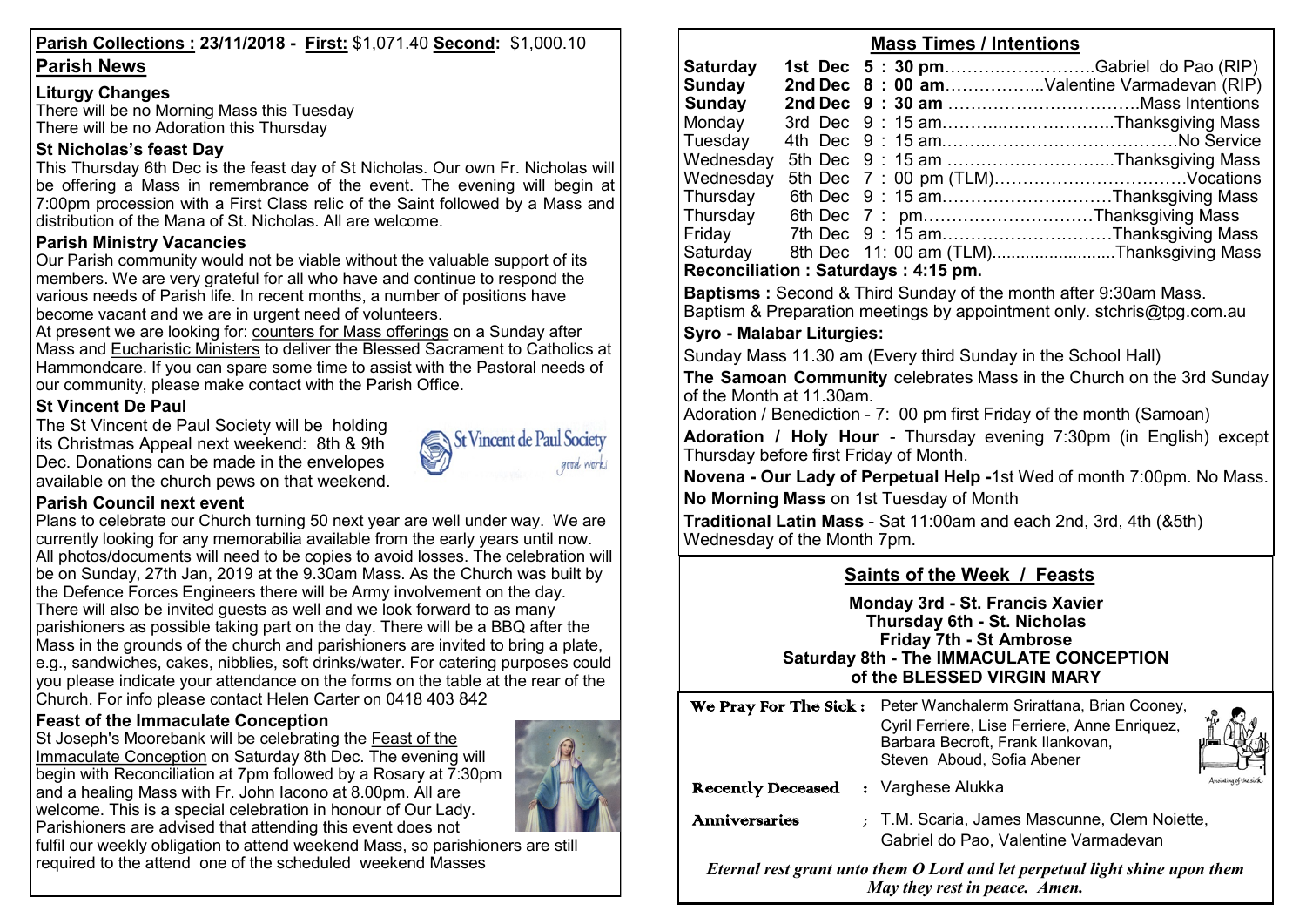**Parish Collections : 23/11/2018 - First: $1,071.40 Second: $1,000.10**

## Parish News

### Liturgy Changes

There will be no Morning Mass this Tuesday
There will be no Adoration this Thursday

### St Nicholas's feast Day

This Thursday 6th Dec is the feast day of St Nicholas. Our own Fr. Nicholas will be offering a Mass in remembrance of the event. The evening will begin at 7:00pm procession with a First Class relic of the Saint followed by a Mass and distribution of the Mana of St. Nicholas. All are welcome.

### Parish Ministry Vacancies

Our Parish community would not be viable without the valuable support of its members. We are very grateful for all who have and continue to respond the various needs of Parish life. In recent months, a number of positions have become vacant and we are in urgent need of volunteers.

At present we are looking for: counters for Mass offerings on a Sunday after Mass and Eucharistic Ministers to deliver the Blessed Sacrament to Catholics at Hammondcare. If you can spare some time to assist with the Pastoral needs of our community, please make contact with the Parish Office.

### St Vincent De Paul

The St Vincent de Paul Society will be holding its Christmas Appeal next weekend: 8th & 9th Dec. Donations can be made in the envelopes available on the church pews on that weekend.

### Parish Council next event

Plans to celebrate our Church turning 50 next year are well under way. We are currently looking for any memorabilia available from the early years until now. All photos/documents will need to be copies to avoid losses. The celebration will be on Sunday, 27th Jan, 2019 at the 9.30am Mass. As the Church was built by the Defence Forces Engineers there will be Army involvement on the day. There will also be invited guests as well and we look forward to as many parishioners as possible taking part on the day. There will be a BBQ after the Mass in the grounds of the church and parishioners are invited to bring a plate, e.g., sandwiches, cakes, nibblies, soft drinks/water. For catering purposes could you please indicate your attendance on the forms on the table at the rear of the Church. For info please contact Helen Carter on 0418 403 842

### Feast of the Immaculate Conception

St Joseph's Moorebank will be celebrating the Feast of the Immaculate Conception on Saturday 8th Dec. The evening will begin with Reconciliation at 7pm followed by a Rosary at 7:30pm and a healing Mass with Fr. John Iacono at 8.00pm. All are welcome. This is a special celebration in honour of Our Lady. Parishioners are advised that attending this event does not fulfil our weekly obligation to attend weekend Mass, so parishioners are still required to the attend one of the scheduled weekend Masses

## Mass Times / Intentions

| | | | |
|---|---|---|---|
| **Saturday** | **1st Dec** | **5 : 30 pm** | Gabriel do Pao (RIP) |
| **Sunday** | **2nd Dec** | **8 : 00 am** | Valentine Varmadevan (RIP) |
| **Sunday** | **2nd Dec** | **9 : 30 am** | Mass Intentions |
| Monday | 3rd Dec | 9 : 15 am | Thanksgiving Mass |
| Tuesday | 4th Dec | 9 : 15 am | No Service |
| Wednesday | 5th Dec | 9 : 15 am | Thanksgiving Mass |
| Wednesday | 5th Dec | 7 : 00 pm (TLM) | Vocations |
| Thursday | 6th Dec | 9 : 15 am | Thanksgiving Mass |
| Thursday | 6th Dec | 7 : pm | Thanksgiving Mass |
| Friday | 7th Dec | 9 : 15 am | Thanksgiving Mass |
| Saturday | 8th Dec | 11: 00 am (TLM) | Thanksgiving Mass |

**Reconciliation : Saturdays : 4:15 pm.**

**Baptisms :** Second & Third Sunday of the month after 9:30am Mass. Baptism & Preparation meetings by appointment only. stchris@tpg.com.au

**Syro - Malabar Liturgies:**

Sunday Mass 11.30 am (Every third Sunday in the School Hall)

**The Samoan Community** celebrates Mass in the Church on the 3rd Sunday of the Month at 11.30am.

Adoration / Benediction - 7: 00 pm first Friday of the month (Samoan)

**Adoration / Holy Hour** - Thursday evening 7:30pm (in English) except Thursday before first Friday of Month.

**Novena - Our Lady of Perpetual Help -**1st Wed of month 7:00pm. No Mass.

**No Morning Mass** on 1st Tuesday of Month

**Traditional Latin Mass** - Sat 11:00am and each 2nd, 3rd, 4th (&5th) Wednesday of the Month 7pm.

## Saints of the Week / Feasts

**Monday 3rd - St. Francis Xavier**
**Thursday 6th - St. Nicholas**
**Friday 7th - St Ambrose**
**Saturday 8th - The IMMACULATE CONCEPTION of the BLESSED VIRGIN MARY**

**We Pray For The Sick :** Peter Wanchalerm Srirattana, Brian Cooney, Cyril Ferriere, Lise Ferriere, Anne Enriquez, Barbara Becroft, Frank Ilankovan, Steven Aboud, Sofia Abener

**Recently Deceased :** Varghese Alukka

**Anniversaries ;** T.M. Scaria, James Mascunne, Clem Noiette, Gabriel do Pao, Valentine Varmadevan

*Eternal rest grant unto them O Lord and let perpetual light shine upon them May they rest in peace. Amen.*